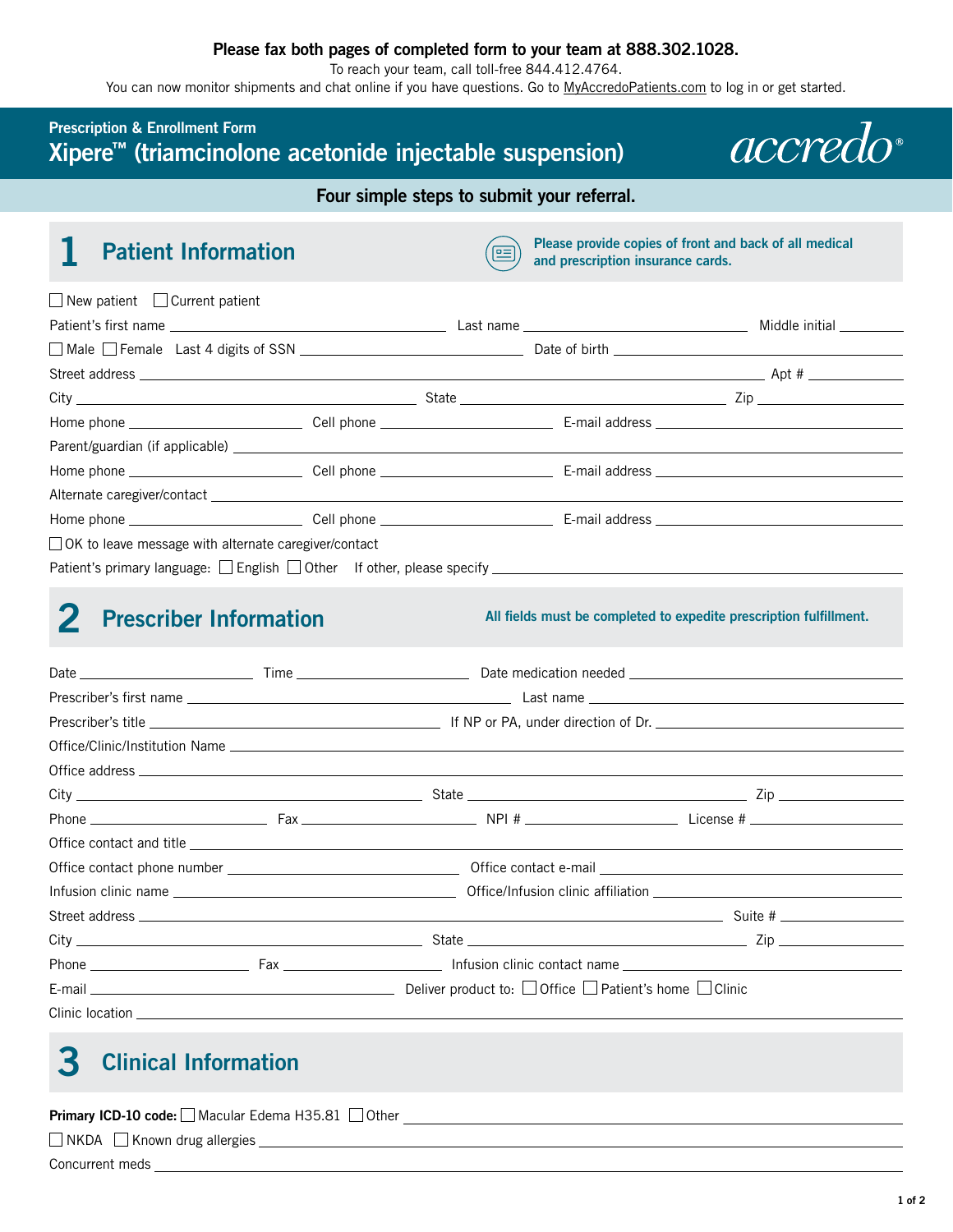**Please fax both pages of completed form to your team at 888.302.1028.**

To reach your team, call toll-free 844.412.4764.

You can now monitor shipments and chat online if you have questions. Go to MyAccredoPatients.com to log in or get started.

Prescription & Enrollment Form

# Xipere™ (triamcinolone acetonide injectable suspension)

accredo®

**Four simple steps to submit your referral.**

## 1 Patient Information

**Please provide copies of front and back of all medical and prescription insurance cards.**

☐ New patient ☐ Current patient

Patient's first name ______________ Last name ______________ Middle initial ______

☐ Male ☐ Female Last 4 digits of SSN ______________ Date of birth ______________

Street address ______________ Apt # ______

City ______________ State ______________ Zip ______

Home phone ______________ Cell phone ______________ E-mail address ______________

Parent/guardian (if applicable) ______________

Home phone ______________ Cell phone ______________ E-mail address ______________

Alternate caregiver/contact ______________

Home phone ______________ Cell phone ______________ E-mail address ______________

☐ OK to leave message with alternate caregiver/contact

Patient's primary language: ☐ English ☐ Other If other, please specify ______________

## 2 Prescriber Information

**All fields must be completed to expedite prescription fulfillment.**

Date ______________ Time ______________ Date medication needed ______________

Prescriber's first name ______________ Last name ______________

Prescriber's title ______________ If NP or PA, under direction of Dr. ______________

Office/Clinic/Institution Name ______________

Office address ______________

City ______________ State ______________ Zip ______

Phone ______________ Fax ______________ NPI # ______________ License # ______________

Office contact and title ______________

Office contact phone number ______________ Office contact e-mail ______________

Infusion clinic name ______________ Office/Infusion clinic affiliation ______________

Street address ______________ Suite # ______

City ______________ State ______________ Zip ______

Phone ______________ Fax ______________ Infusion clinic contact name ______________

E-mail ______________ Deliver product to: ☐ Office ☐ Patient's home ☐ Clinic

Clinic location ______________

## 3 Clinical Information

**Primary ICD-10 code:** ☐ Macular Edema H35.81 ☐ Other ______________

☐ NKDA ☐ Known drug allergies ______________

Concurrent meds ______________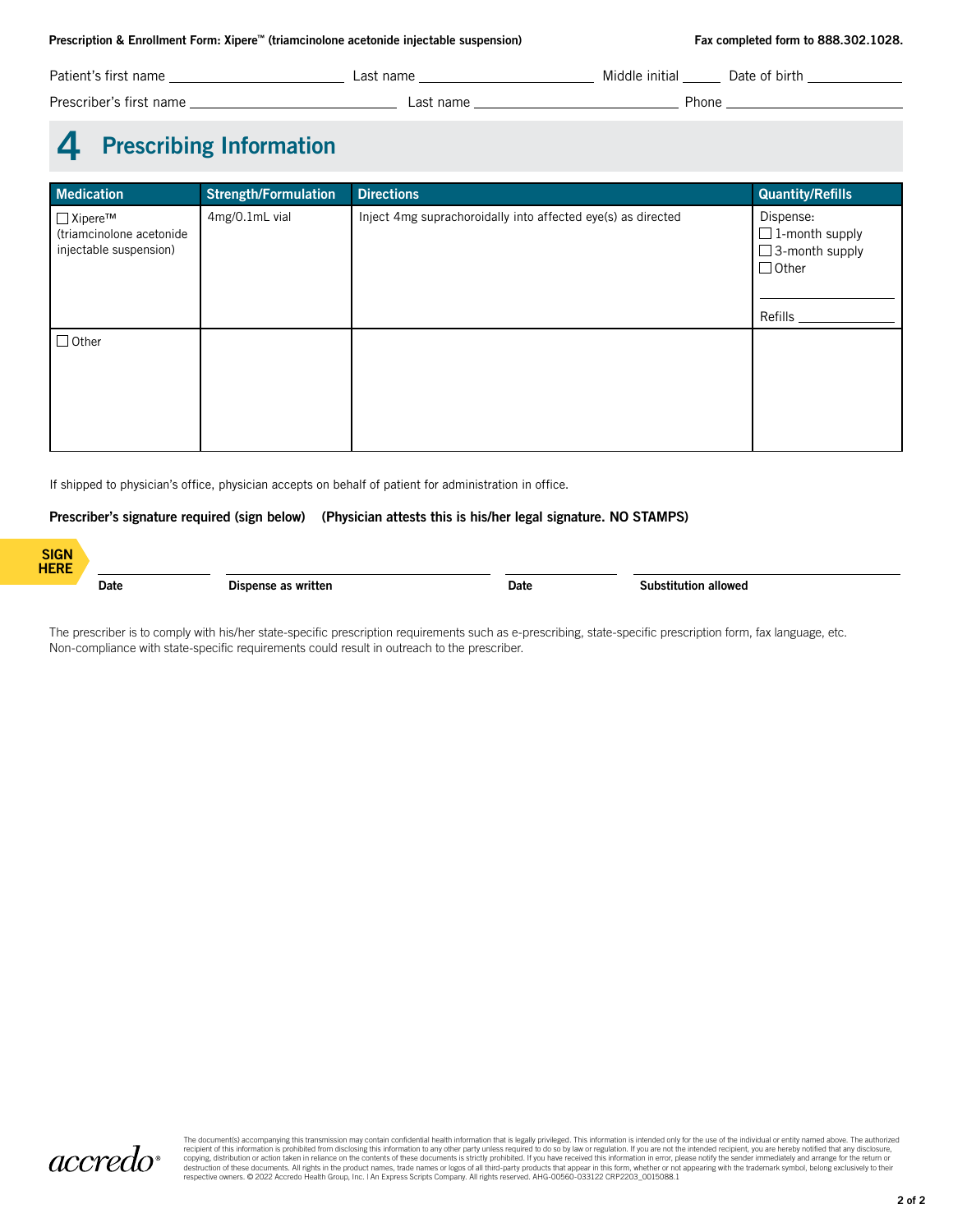Prescription & Enrollment Form: Xipere™ (triamcinolone acetonide injectable suspension)

Fax completed form to 888.302.1028.

Patient's first name ______________________ Last name ______________________ Middle initial ______ Date of birth ____________

Prescriber's first name ______________________ Last name ______________________ Phone ______________________

## 4 Prescribing Information

| Medication | Strength/Formulation | Directions | Quantity/Refills |
|---|---|---|---|
| ☐ Xipere™ (triamcinolone acetonide injectable suspension) | 4mg/0.1mL vial | Inject 4mg suprachoroidally into affected eye(s) as directed | Dispense: ☐ 1-month supply ☐ 3-month supply ☐ Other ____________ Refills ____________ |
| ☐ Other | | | |

If shipped to physician's office, physician accepts on behalf of patient for administration in office.

**Prescriber's signature required (sign below) (Physician attests this is his/her legal signature. NO STAMPS)**

**SIGN HERE**

| | | | |
|---|---|---|---|
| **Date** | **Dispense as written** | **Date** | **Substitution allowed** |

The prescriber is to comply with his/her state-specific prescription requirements such as e-prescribing, state-specific prescription form, fax language, etc. Non-compliance with state-specific requirements could result in outreach to the prescriber.

accredo®

The document(s) accompanying this transmission may contain confidential health information that is legally privileged. This information is intended only for the use of the individual or entity named above. The authorized recipient of this information is prohibited from disclosing this information to any other party unless required to do so by law or regulation. If you are not the intended recipient, you are hereby notified that any disclosure, copying, distribution or action taken in reliance on the contents of these documents is strictly prohibited. If you have received this information in error, please notify the sender immediately and arrange for the return or destruction of these documents. All rights in the product names, trade names or logos of all third-party products that appear in this form, whether or not appearing with the trademark symbol, belong exclusively to their respective owners. © 2022 Accredo Health Group, Inc. | An Express Scripts Company. All rights reserved. AHG-00560-033122 CRP2203_0015088.1